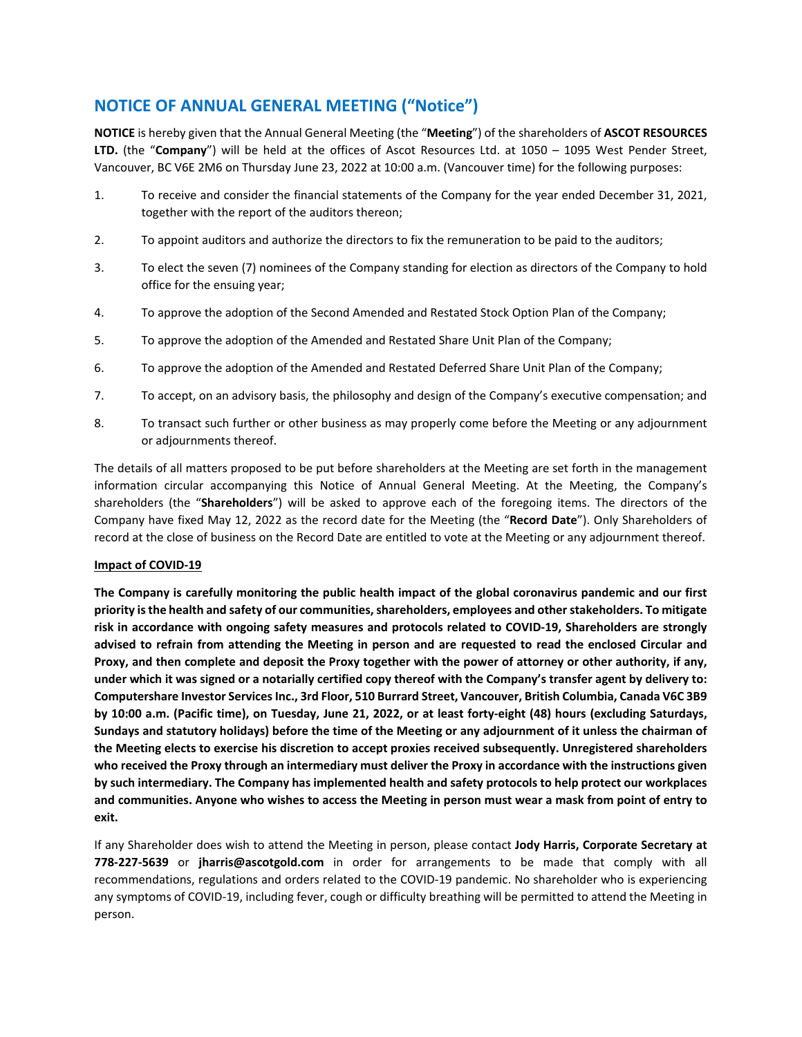# NOTICE OF ANNUAL GENERAL MEETING (“Notice”)

**NOTICE** is hereby given that the Annual General Meeting (the “**Meeting**”) of the shareholders of **ASCOT RESOURCES LTD.** (the “**Company**”) will be held at the offices of Ascot Resources Ltd. at 1050 – 1095 West Pender Street, Vancouver, BC V6E 2M6 on Thursday June 23, 2022 at 10:00 a.m. (Vancouver time) for the following purposes:

1. To receive and consider the financial statements of the Company for the year ended December 31, 2021, together with the report of the auditors thereon;
2. To appoint auditors and authorize the directors to fix the remuneration to be paid to the auditors;
3. To elect the seven (7) nominees of the Company standing for election as directors of the Company to hold office for the ensuing year;
4. To approve the adoption of the Second Amended and Restated Stock Option Plan of the Company;
5. To approve the adoption of the Amended and Restated Share Unit Plan of the Company;
6. To approve the adoption of the Amended and Restated Deferred Share Unit Plan of the Company;
7. To accept, on an advisory basis, the philosophy and design of the Company’s executive compensation; and
8. To transact such further or other business as may properly come before the Meeting or any adjournment or adjournments thereof.

The details of all matters proposed to be put before shareholders at the Meeting are set forth in the management information circular accompanying this Notice of Annual General Meeting. At the Meeting, the Company’s shareholders (the “**Shareholders**”) will be asked to approve each of the foregoing items. The directors of the Company have fixed May 12, 2022 as the record date for the Meeting (the “**Record Date**”). Only Shareholders of record at the close of business on the Record Date are entitled to vote at the Meeting or any adjournment thereof.

**Impact of COVID-19**

**The Company is carefully monitoring the public health impact of the global coronavirus pandemic and our first priority is the health and safety of our communities, shareholders, employees and other stakeholders. To mitigate risk in accordance with ongoing safety measures and protocols related to COVID-19, Shareholders are strongly advised to refrain from attending the Meeting in person and are requested to read the enclosed Circular and Proxy, and then complete and deposit the Proxy together with the power of attorney or other authority, if any, under which it was signed or a notarially certified copy thereof with the Company’s transfer agent by delivery to: Computershare Investor Services Inc., 3rd Floor, 510 Burrard Street, Vancouver, British Columbia, Canada V6C 3B9 by 10:00 a.m. (Pacific time), on Tuesday, June 21, 2022, or at least forty-eight (48) hours (excluding Saturdays, Sundays and statutory holidays) before the time of the Meeting or any adjournment of it unless the chairman of the Meeting elects to exercise his discretion to accept proxies received subsequently. Unregistered shareholders who received the Proxy through an intermediary must deliver the Proxy in accordance with the instructions given by such intermediary. The Company has implemented health and safety protocols to help protect our workplaces and communities. Anyone who wishes to access the Meeting in person must wear a mask from point of entry to exit.**

If any Shareholder does wish to attend the Meeting in person, please contact **Jody Harris, Corporate Secretary at 778-227-5639** or **jharris@ascotgold.com** in order for arrangements to be made that comply with all recommendations, regulations and orders related to the COVID-19 pandemic. No shareholder who is experiencing any symptoms of COVID-19, including fever, cough or difficulty breathing will be permitted to attend the Meeting in person.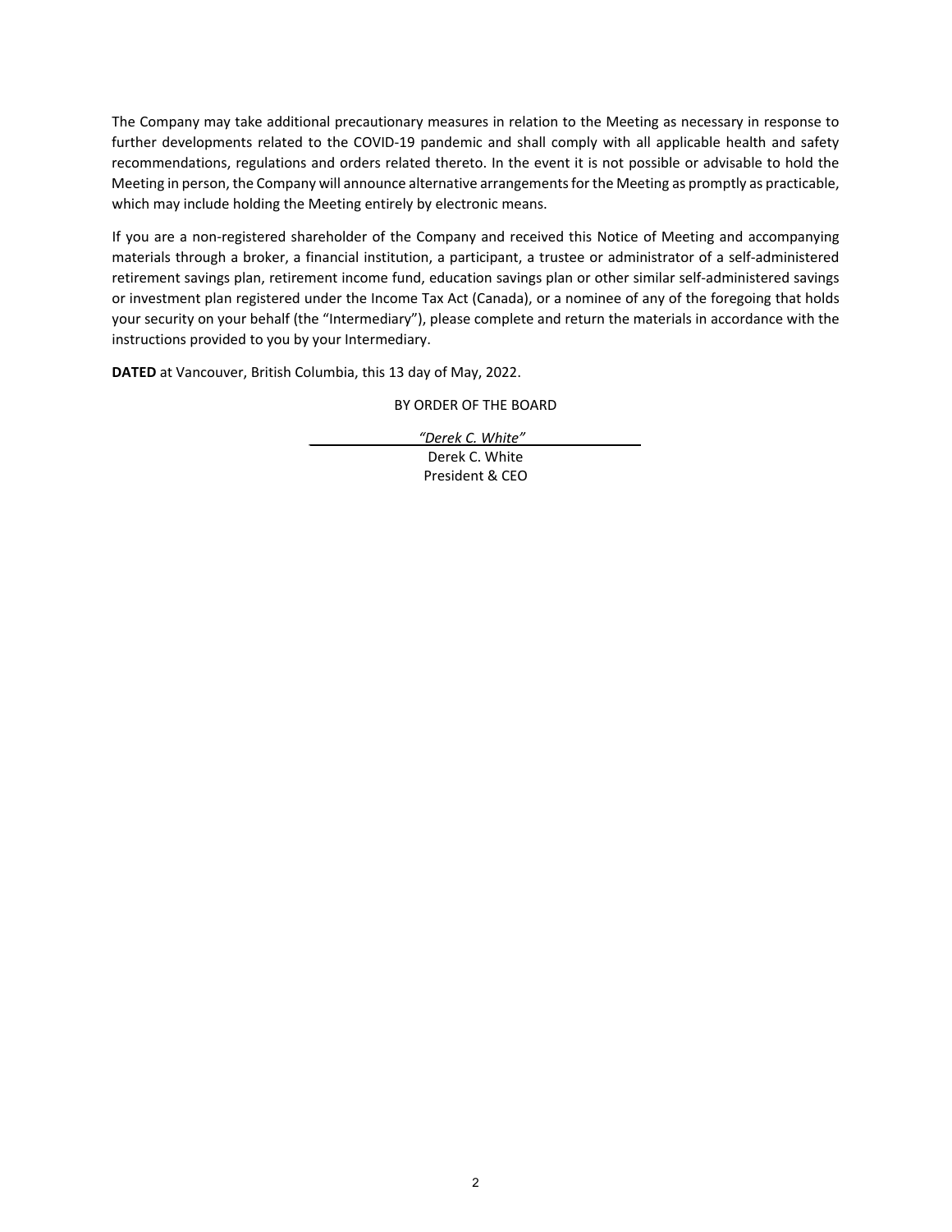The Company may take additional precautionary measures in relation to the Meeting as necessary in response to further developments related to the COVID-19 pandemic and shall comply with all applicable health and safety recommendations, regulations and orders related thereto. In the event it is not possible or advisable to hold the Meeting in person, the Company will announce alternative arrangements for the Meeting as promptly as practicable, which may include holding the Meeting entirely by electronic means.

If you are a non-registered shareholder of the Company and received this Notice of Meeting and accompanying materials through a broker, a financial institution, a participant, a trustee or administrator of a self-administered retirement savings plan, retirement income fund, education savings plan or other similar self-administered savings or investment plan registered under the Income Tax Act (Canada), or a nominee of any of the foregoing that holds your security on your behalf (the "Intermediary"), please complete and return the materials in accordance with the instructions provided to you by your Intermediary.

**DATED** at Vancouver, British Columbia, this 13 day of May, 2022.

BY ORDER OF THE BOARD

*"Derek C. White"*

Derek C. White
President & CEO